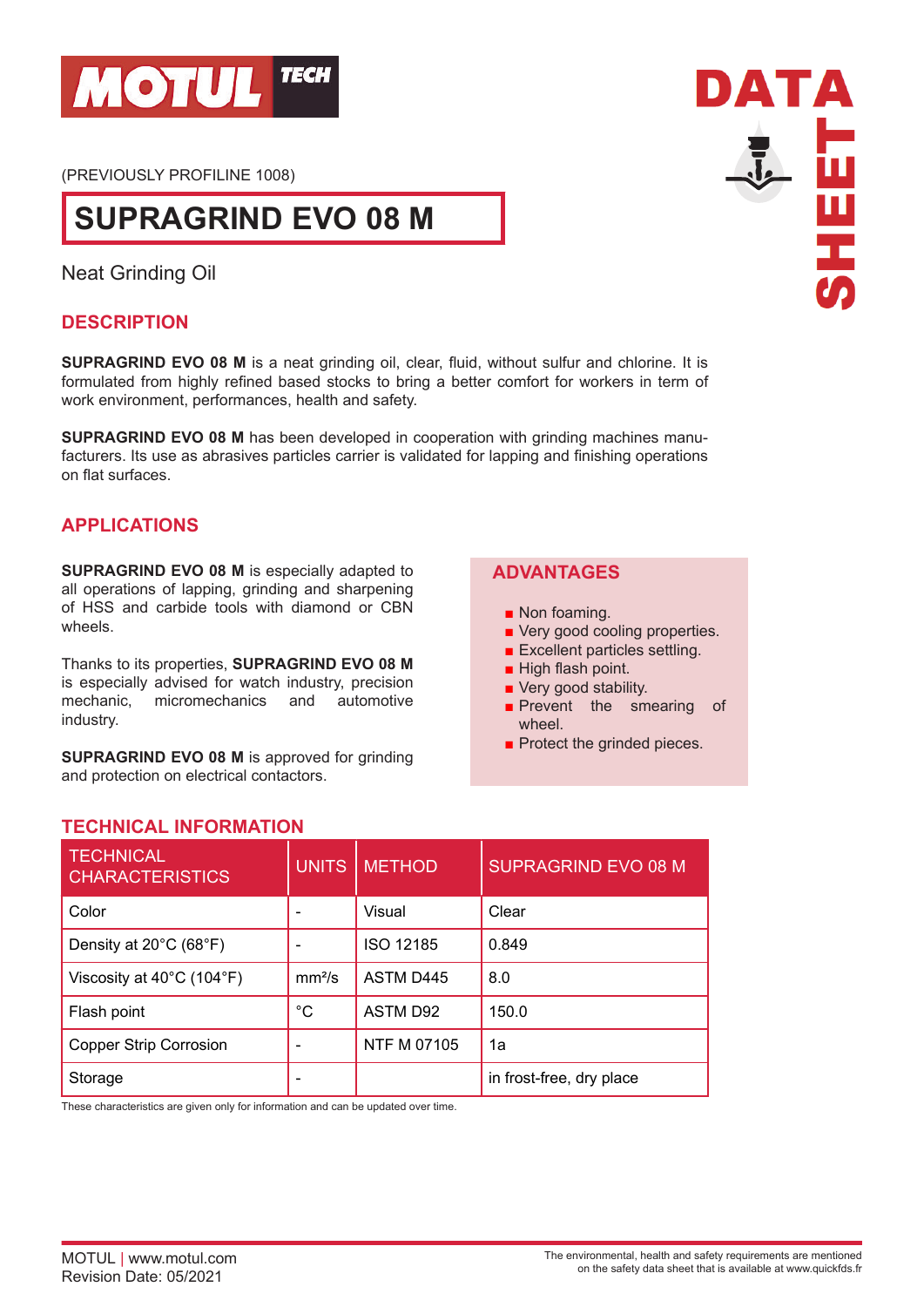(PREVIOUSLY PROFILINE 1008)

# SUPRAGRIND EVO 08 M

Neat Grinding Oil

## DESCRIPTION

**SUPRAGRIND EVO 08 M** is a neat grinding oil, clear, fluid, without sulfur and chlorine. It is formulated from highly refined based stocks to bring a better comfort for workers in term of work environment, performances, health and safety.

**SUPRAGRIND EVO 08 M** has been developed in cooperation with grinding machines manufacturers. Its use as abrasives particles carrier is validated for lapping and finishing operations on flat surfaces.

## APPLICATIONS

**SUPRAGRIND EVO 08 M** is especially adapted to all operations of lapping, grinding and sharpening of HSS and carbide tools with diamond or CBN wheels.

Thanks to its properties, **SUPRAGRIND EVO 08 M** is especially advised for watch industry, precision mechanic, micromechanics and automotive industry.

**SUPRAGRIND EVO 08 M** is approved for grinding and protection on electrical contactors.

## ADVANTAGES

- Non foaming.
- Very good cooling properties.
- Excellent particles settling.
- High flash point.
- Very good stability.
- Prevent the smearing of wheel.
- Protect the grinded pieces.

## TECHNICAL INFORMATION

| TECHNICAL CHARACTERISTICS | UNITS | METHOD | SUPRAGRIND EVO 08 M |
|---|---|---|---|
| Color | - | Visual | Clear |
| Density at 20°C (68°F) | - | ISO 12185 | 0.849 |
| Viscosity at 40°C (104°F) | mm²/s | ASTM D445 | 8.0 |
| Flash point | °C | ASTM D92 | 150.0 |
| Copper Strip Corrosion | - | NTF M 07105 | 1a |
| Storage | - | | in frost-free, dry place |

These characteristics are given only for information and can be updated over time.

MOTUL | www.motul.com
Revision Date: 05/2021

The environmental, health and safety requirements are mentioned on the safety data sheet that is available at www.quickfds.fr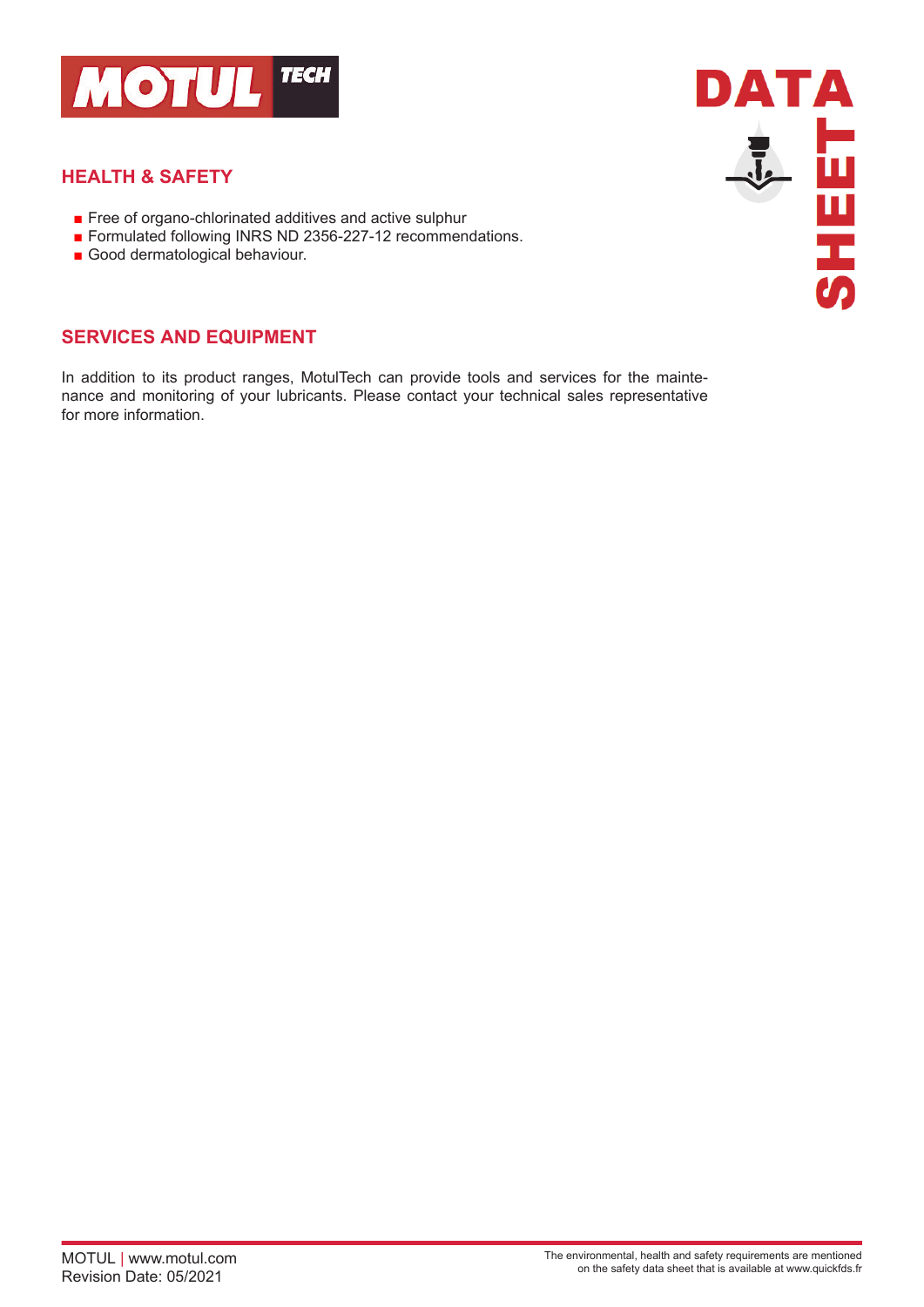## HEALTH & SAFETY

- Free of organo-chlorinated additives and active sulphur
- Formulated following INRS ND 2356-227-12 recommendations.
- Good dermatological behaviour.

## SERVICES AND EQUIPMENT

In addition to its product ranges, MotulTech can provide tools and services for the maintenance and monitoring of your lubricants. Please contact your technical sales representative for more information.

MOTUL | www.motul.com
Revision Date: 05/2021

The environmental, health and safety requirements are mentioned on the safety data sheet that is available at www.quickfds.fr